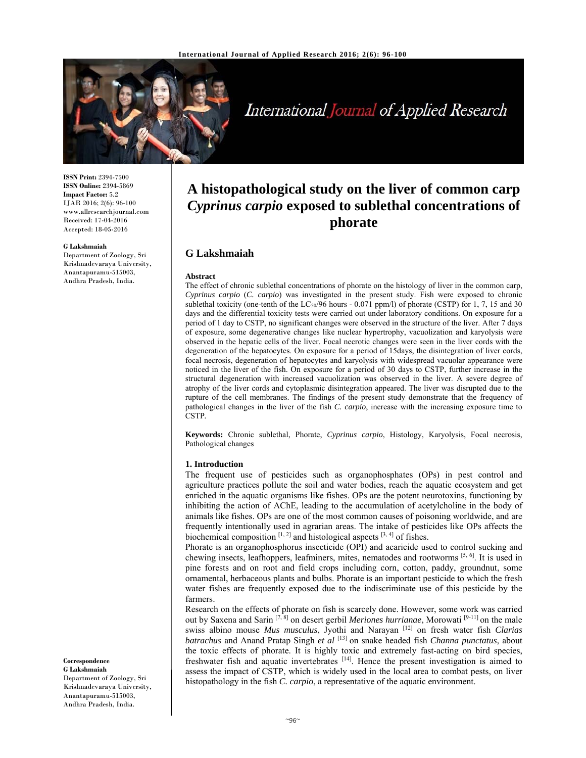# A histopathological study on the liver of common carp *Cyprinus carpio* exposed to sublethal concentrations of phorate

**ISSN Print:** 2394-7500
**ISSN Online:** 2394-5869
**Impact Factor:** 5.2
IJAR 2016; 2(6): 96-100
www.allresearchjournal.com
Received: 17-04-2016
Accepted: 18-05-2016

**G Lakshmaiah**
Department of Zoology, Sri Krishnadevaraya University, Anantapuramu-515003, Andhra Pradesh, India.

**Correspondence**
**G Lakshmaiah**
Department of Zoology, Sri Krishnadevaraya University, Anantapuramu-515003, Andhra Pradesh, India.

## G Lakshmaiah

### Abstract

The effect of chronic sublethal concentrations of phorate on the histology of liver in the common carp, *Cyprinus carpio* (*C. carpio*) was investigated in the present study. Fish were exposed to chronic sublethal toxicity (one-tenth of the $LC_{50}$/96 hours - 0.071 ppm/l) of phorate (CSTP) for 1, 7, 15 and 30 days and the differential toxicity tests were carried out under laboratory conditions. On exposure for a period of 1 day to CSTP, no significant changes were observed in the structure of the liver. After 7 days of exposure, some degenerative changes like nuclear hypertrophy, vacuolization and karyolysis were observed in the hepatic cells of the liver. Focal necrotic changes were seen in the liver cords with the degeneration of the hepatocytes. On exposure for a period of 15days, the disintegration of liver cords, focal necrosis, degeneration of hepatocytes and karyolysis with widespread vacuolar appearance were noticed in the liver of the fish. On exposure for a period of 30 days to CSTP, further increase in the structural degeneration with increased vacuolization was observed in the liver. A severe degree of atrophy of the liver cords and cytoplasmic disintegration appeared. The liver was disrupted due to the rupture of the cell membranes. The findings of the present study demonstrate that the frequency of pathological changes in the liver of the fish *C. carpio*, increase with the increasing exposure time to CSTP.

**Keywords:** Chronic sublethal, Phorate, *Cyprinus carpio*, Histology, Karyolysis, Focal necrosis, Pathological changes

### 1. Introduction

The frequent use of pesticides such as organophosphates (OPs) in pest control and agriculture practices pollute the soil and water bodies, reach the aquatic ecosystem and get enriched in the aquatic organisms like fishes. OPs are the potent neurotoxins, functioning by inhibiting the action of AChE, leading to the accumulation of acetylcholine in the body of animals like fishes. OPs are one of the most common causes of poisoning worldwide, and are frequently intentionally used in agrarian areas. The intake of pesticides like OPs affects the biochemical composition [1, 2] and histological aspects [3, 4] of fishes.

Phorate is an organophosphorus insecticide (OPI) and acaricide used to control sucking and chewing insects, leafhoppers, leafminers, mites, nematodes and rootworms [5, 6]. It is used in pine forests and on root and field crops including corn, cotton, paddy, groundnut, some ornamental, herbaceous plants and bulbs. Phorate is an important pesticide to which the fresh water fishes are frequently exposed due to the indiscriminate use of this pesticide by the farmers.

Research on the effects of phorate on fish is scarcely done. However, some work was carried out by Saxena and Sarin [7, 8] on desert gerbil *Meriones hurrianae*, Morowati [9-11] on the male swiss albino mouse *Mus musculus*, Jyothi and Narayan [12] on fresh water fish *Clarias batrachus* and Anand Pratap Singh *et al* [13] on snake headed fish *Channa punctatus*, about the toxic effects of phorate. It is highly toxic and extremely fast-acting on bird species, freshwater fish and aquatic invertebrates [14]. Hence the present investigation is aimed to assess the impact of CSTP, which is widely used in the local area to combat pests, on liver histopathology in the fish *C. carpio*, a representative of the aquatic environment.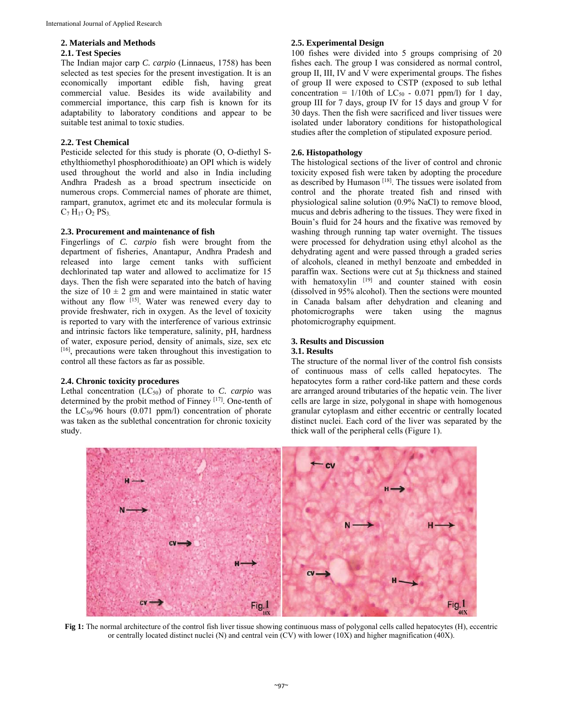## 2. Materials and Methods

### 2.1. Test Species

The Indian major carp *C. carpio* (Linnaeus, 1758) has been selected as test species for the present investigation. It is an economically important edible fish, having great commercial value. Besides its wide availability and commercial importance, this carp fish is known for its adaptability to laboratory conditions and appear to be suitable test animal to toxic studies.

### 2.2. Test Chemical

Pesticide selected for this study is phorate (O, O-diethyl S-ethylthiomethyl phosphorodithioate) an OPI which is widely used throughout the world and also in India including Andhra Pradesh as a broad spectrum insecticide on numerous crops. Commercial names of phorate are thimet, rampart, granutox, agrimet etc and its molecular formula is $C_7 H_{17} O_2 PS_3$.

### 2.3. Procurement and maintenance of fish

Fingerlings of *C. carpio* fish were brought from the department of fisheries, Anantapur, Andhra Pradesh and released into large cement tanks with sufficient dechlorinated tap water and allowed to acclimatize for 15 days. Then the fish were separated into the batch of having the size of $10 \pm 2$ gm and were maintained in static water without any flow [15]. Water was renewed every day to provide freshwater, rich in oxygen. As the level of toxicity is reported to vary with the interference of various extrinsic and intrinsic factors like temperature, salinity, pH, hardness of water, exposure period, density of animals, size, sex etc [16], precautions were taken throughout this investigation to control all these factors as far as possible.

### 2.4. Chronic toxicity procedures

Lethal concentration ($LC_{50}$) of phorate to *C. carpio* was determined by the probit method of Finney [17]. One-tenth of the $LC_{50}$/96 hours (0.071 ppm/l) concentration of phorate was taken as the sublethal concentration for chronic toxicity study.

### 2.5. Experimental Design

100 fishes were divided into 5 groups comprising of 20 fishes each. The group I was considered as normal control, group II, III, IV and V were experimental groups. The fishes of group II were exposed to CSTP (exposed to sub lethal concentration = 1/10th of $LC_{50}$ - 0.071 ppm/l) for 1 day, group III for 7 days, group IV for 15 days and group V for 30 days. Then the fish were sacrificed and liver tissues were isolated under laboratory conditions for histopathological studies after the completion of stipulated exposure period.

### 2.6. Histopathology

The histological sections of the liver of control and chronic toxicity exposed fish were taken by adopting the procedure as described by Humason [18]. The tissues were isolated from control and the phorate treated fish and rinsed with physiological saline solution (0.9% NaCl) to remove blood, mucus and debris adhering to the tissues. They were fixed in Bouin's fluid for 24 hours and the fixative was removed by washing through running tap water overnight. The tissues were processed for dehydration using ethyl alcohol as the dehydrating agent and were passed through a graded series of alcohols, cleaned in methyl benzoate and embedded in paraffin wax. Sections were cut at 5µ thickness and stained with hematoxylin [19] and counter stained with eosin (dissolved in 95% alcohol). Then the sections were mounted in Canada balsam after dehydration and cleaning and photomicrographs were taken using the magnus photomicrography equipment.

## 3. Results and Discussion

### 3.1. Results

The structure of the normal liver of the control fish consists of continuous mass of cells called hepatocytes. The hepatocytes form a rather cord-like pattern and these cords are arranged around tributaries of the hepatic vein. The liver cells are large in size, polygonal in shape with homogenous granular cytoplasm and either eccentric or centrally located distinct nuclei. Each cord of the liver was separated by the thick wall of the peripheral cells (Figure 1).

**Fig 1:** The normal architecture of the control fish liver tissue showing continuous mass of polygonal cells called hepatocytes (H), eccentric or centrally located distinct nuclei (N) and central vein (CV) with lower (10X) and higher magnification (40X).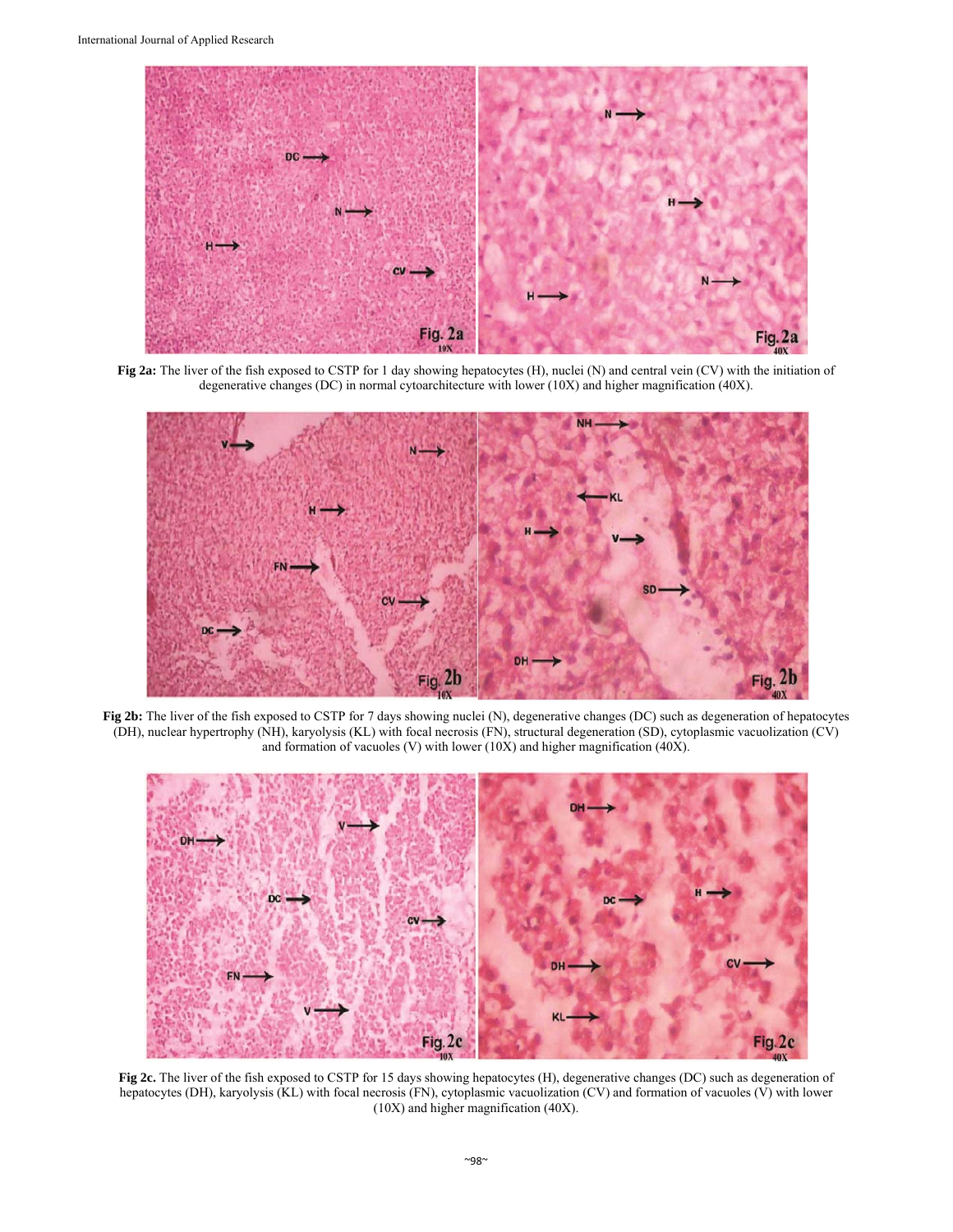**Fig 2a:** The liver of the fish exposed to CSTP for 1 day showing hepatocytes (H), nuclei (N) and central vein (CV) with the initiation of degenerative changes (DC) in normal cytoarchitecture with lower (10X) and higher magnification (40X).

**Fig 2b:** The liver of the fish exposed to CSTP for 7 days showing nuclei (N), degenerative changes (DC) such as degeneration of hepatocytes (DH), nuclear hypertrophy (NH), karyolysis (KL) with focal necrosis (FN), structural degeneration (SD), cytoplasmic vacuolization (CV) and formation of vacuoles (V) with lower (10X) and higher magnification (40X).

**Fig 2c.** The liver of the fish exposed to CSTP for 15 days showing hepatocytes (H), degenerative changes (DC) such as degeneration of hepatocytes (DH), karyolysis (KL) with focal necrosis (FN), cytoplasmic vacuolization (CV) and formation of vacuoles (V) with lower (10X) and higher magnification (40X).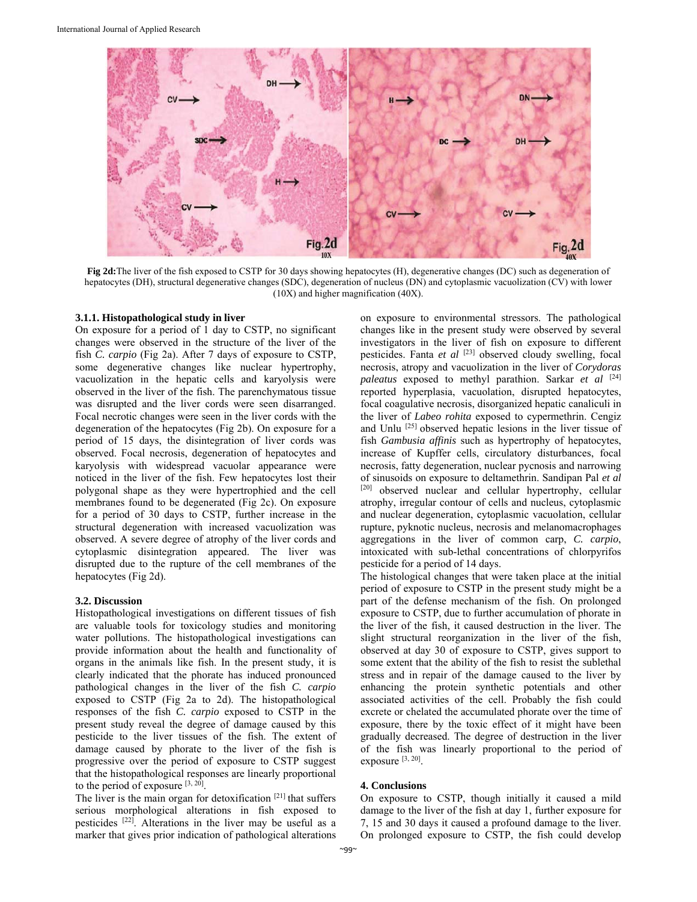**Fig 2d:** The liver of the fish exposed to CSTP for 30 days showing hepatocytes (H), degenerative changes (DC) such as degeneration of hepatocytes (DH), structural degenerative changes (SDC), degeneration of nucleus (DN) and cytoplasmic vacuolization (CV) with lower (10X) and higher magnification (40X).

### 3.1.1. Histopathological study in liver

On exposure for a period of 1 day to CSTP, no significant changes were observed in the structure of the liver of the fish *C. carpio* (Fig 2a). After 7 days of exposure to CSTP, some degenerative changes like nuclear hypertrophy, vacuolization in the hepatic cells and karyolysis were observed in the liver of the fish. The parenchymatous tissue was disrupted and the liver cords were seen disarranged. Focal necrotic changes were seen in the liver cords with the degeneration of the hepatocytes (Fig 2b). On exposure for a period of 15 days, the disintegration of liver cords was observed. Focal necrosis, degeneration of hepatocytes and karyolysis with widespread vacuolar appearance were noticed in the liver of the fish. Few hepatocytes lost their polygonal shape as they were hypertrophied and the cell membranes found to be degenerated (Fig 2c). On exposure for a period of 30 days to CSTP, further increase in the structural degeneration with increased vacuolization was observed. A severe degree of atrophy of the liver cords and cytoplasmic disintegration appeared. The liver was disrupted due to the rupture of the cell membranes of the hepatocytes (Fig 2d).

### 3.2. Discussion

Histopathological investigations on different tissues of fish are valuable tools for toxicology studies and monitoring water pollutions. The histopathological investigations can provide information about the health and functionality of organs in the animals like fish. In the present study, it is clearly indicated that the phorate has induced pronounced pathological changes in the liver of the fish *C. carpio* exposed to CSTP (Fig 2a to 2d). The histopathological responses of the fish *C. carpio* exposed to CSTP in the present study reveal the degree of damage caused by this pesticide to the liver tissues of the fish. The extent of damage caused by phorate to the liver of the fish is progressive over the period of exposure to CSTP suggest that the histopathological responses are linearly proportional to the period of exposure [3, 20].

The liver is the main organ for detoxification [21] that suffers serious morphological alterations in fish exposed to pesticides [22]. Alterations in the liver may be useful as a marker that gives prior indication of pathological alterations on exposure to environmental stressors. The pathological changes like in the present study were observed by several investigators in the liver of fish on exposure to different pesticides. Fanta *et al* [23] observed cloudy swelling, focal necrosis, atropy and vacuolization in the liver of *Corydoras paleatus* exposed to methyl parathion. Sarkar *et al* [24] reported hyperplasia, vacuolation, disrupted hepatocytes, focal coagulative necrosis, disorganized hepatic canaliculi in the liver of *Labeo rohita* exposed to cypermethrin. Cengiz and Unlu [25] observed hepatic lesions in the liver tissue of fish *Gambusia affinis* such as hypertrophy of hepatocytes, increase of Kupffer cells, circulatory disturbances, focal necrosis, fatty degeneration, nuclear pycnosis and narrowing of sinusoids on exposure to deltamethrin. Sandipan Pal *et al* [20] observed nuclear and cellular hypertrophy, cellular atrophy, irregular contour of cells and nucleus, cytoplasmic and nuclear degeneration, cytoplasmic vacuolation, cellular rupture, pyknotic nucleus, necrosis and melanomacrophages aggregations in the liver of common carp, *C. carpio*, intoxicated with sub-lethal concentrations of chlorpyrifos pesticide for a period of 14 days.

The histological changes that were taken place at the initial period of exposure to CSTP in the present study might be a part of the defense mechanism of the fish. On prolonged exposure to CSTP, due to further accumulation of phorate in the liver of the fish, it caused destruction in the liver. The slight structural reorganization in the liver of the fish, observed at day 30 of exposure to CSTP, gives support to some extent that the ability of the fish to resist the sublethal stress and in repair of the damage caused to the liver by enhancing the protein synthetic potentials and other associated activities of the cell. Probably the fish could excrete or chelated the accumulated phorate over the time of exposure, there by the toxic effect of it might have been gradually decreased. The degree of destruction in the liver of the fish was linearly proportional to the period of exposure [3, 20].

## 4. Conclusions

On exposure to CSTP, though initially it caused a mild damage to the liver of the fish at day 1, further exposure for 7, 15 and 30 days it caused a profound damage to the liver. On prolonged exposure to CSTP, the fish could develop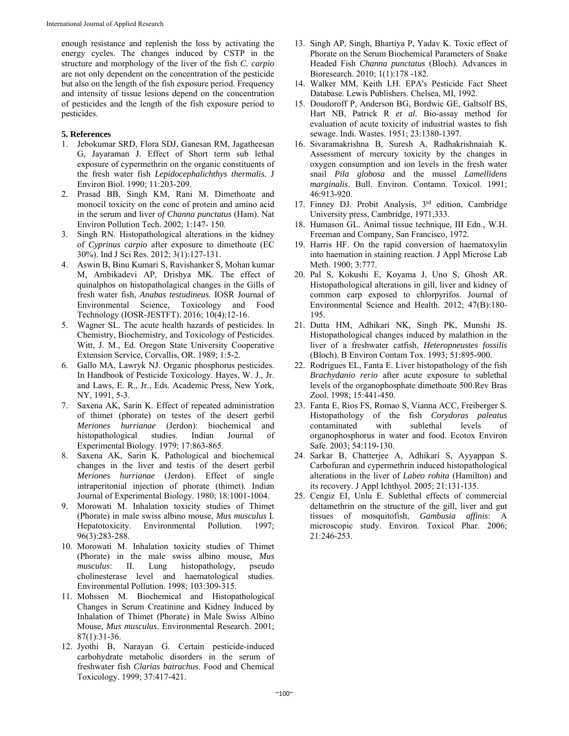enough resistance and replenish the loss by activating the energy cycles. The changes induced by CSTP in the structure and morphology of the liver of the fish *C. carpio* are not only dependent on the concentration of the pesticide but also on the length of the fish exposure period. Frequency and intensity of tissue lesions depend on the concentration of pesticides and the length of the fish exposure period to pesticides.

## 5. References

1. Jebokumar SRD, Flora SDJ, Ganesan RM, Jagatheesan G, Jayaraman J. Effect of Short term sub lethal exposure of cypermethrin on the organic constituents of the fresh water fish *Lepidocephalichthys thermalis.* J Environ Biol. 1990; 11:203-209.
2. Prasad BB, Singh KM, Rani M. Dimethoate and monocil toxicity on the conc of protein and amino acid in the serum and liver *of Channa punctatus* (Ham). Nat Environ Pollution Tech. 2002; 1:147- 150.
3. Singh RN. Histopathological alterations in the kidney of *Cyprinus carpio* after exposure to dimethoate (EC 30%). Ind J Sci Res. 2012; 3(1):127-131.
4. Aswin B, Binu Kumari S, Ravishanker S, Mohan kumar M, Ambikadevi AP, Drishya MK. The effect of quinalphos on histopatholagical changes in the Gills of fresh water fish, *Anabas testudineus*. IOSR Journal of Environmental Science, Toxicology and Food Technology (IOSR-JESTFT). 2016; 10(4):12-16.
5. Wagner SL. The acute health hazards of pesticides. In Chemistry, Biochemistry, and Toxicology of Pesticides. Witt, J. M., Ed. Oregon State University Cooperative Extension Service, Corvallis, OR. 1989; 1:5-2.
6. Gallo MA, Lawryk NJ. Organic phosphorus pesticides. In Handbook of Pesticide Toxicology. Hayes, W. J., Jr. and Laws, E. R., Jr., Eds. Academic Press, New York, NY, 1991, 5-3.
7. Saxena AK, Sarin K. Effect of repeated administration of thimet (phorate) on testes of the desert gerbil *Meriones hurrianae* (Jerdon): biochemical and histopathological studies. Indian Journal of Experimental Biology. 1979; 17:863-865.
8. Saxena AK, Sarin K. Pathological and biochemical changes in the liver and testis of the desert gerbil *Meriones hurrianae* (Jerdon). Effect of single intraperitonial injection of phorate (thimet). Indian Journal of Experimental Biology. 1980; 18:1001-1004.
9. Morowati M. Inhalation toxicity studies of Thimet (Phorate) in male swiss albino mouse, *Mus musculus* I. Hepatotoxicity. Environmental Pollution. 1997; 96(3):283-288.
10. Morowati M. Inhalation toxicity studies of Thimet (Phorate) in the male swiss albino mouse, *Mus musculus*: II. Lung histopathology, pseudo cholinesterase level and haematological studies. Environmental Pollution. 1998; 103:309-315.
11. Mohssen M. Biochemical and Histopathological Changes in Serum Creatinine and Kidney Induced by Inhalation of Thimet (Phorate) in Male Swiss Albino Mouse, *Mus musculus*. Environmental Research. 2001; 87(1):31-36.
12. Jyothi B, Narayan G. Certain pesticide-induced carbohydrate metabolic disorders in the serum of freshwater fish *Clarias batrachus*. Food and Chemical Toxicology. 1999; 37:417-421.
13. Singh AP, Singh, Bhartiya P, Yadav K. Toxic effect of Phorate on the Serum Biochemical Parameters of Snake Headed Fish *Channa punctatus* (Bloch). Advances in Bioresearch. 2010; 1(1):178 -182.
14. Walker MM, Keith LH. EPA's Pesticide Fact Sheet Database. Lewis Publishers. Chelsea, MI, 1992.
15. Doudoroff P, Anderson BG, Bordwic GE, Galtsolf BS, Hart NB, Patrick R *et al.* Bio-assay method for evaluation of acute toxicity of industrial wastes to fish sewage. Indi. Wastes. 1951; 23:1380-1397.
16. Sivaramakrishna B, Suresh A, Radhakrishnaiah K. Assessment of mercury toxicity by the changes in oxygen consumption and ion levels in the fresh water snail *Pila globosa* and the mussel *Lamellidens marginalis*. Bull. Environ. Contamn. Toxicol. 1991; 46:913-920.
17. Finney DJ. Probit Analysis, 3rd edition, Cambridge University press, Cambridge, 1971,333.
18. Humason GL. Animal tissue technique, III Edn., W.H. Freeman and Company, San Francisco, 1972.
19. Harris HF. On the rapid conversion of haematoxylin into haemation in staining reaction. J Appl Microse Lab Meth. 1900; 3:777.
20. Pal S, Kokushi E, Koyama J, Uno S, Ghosh AR. Histopathological alterations in gill, liver and kidney of common carp exposed to chlorpyrifos. Journal of Environmental Science and Health. 2012; 47(B):180-195.
21. Dutta HM, Adhikari NK, Singh PK, Munshi JS. Histopathological changes induced by malathion in the liver of a freshwater catfish, *Heteropneustes fossilis* (Bloch). B Environ Contam Tox. 1993; 51:895-900.
22. Rodrigues EL, Fanta E. Liver histopathology of the fish *Brachydanio rerio* after acute exposure to sublethal levels of the organophosphate dimethoate 500.Rev Bras Zool. 1998; 15:441-450.
23. Fanta E, Rios FS, Romao S, Vianna ACC, Freiberger S. Histopathology of the fish *Corydoras paleatus* contaminated with sublethal levels of organophosphorus in water and food. Ecotox Environ Safe. 2003; 54:119-130.
24. Sarkar B, Chatterjee A, Adhikari S, Ayyappan S. Carbofuran and cypermethrin induced histopathological alterations in the liver of *Labeo rohita* (Hamilton) and its recovery. J Appl Ichthyol. 2005; 21:131-135.
25. Cengiz EI, Unlu E. Sublethal effects of commercial deltamethrin on the structure of the gill, liver and gut tissues of mosquitofish, *Gambusia affinis*: A microscopic study. Environ. Toxicol Phar. 2006; 21:246-253.